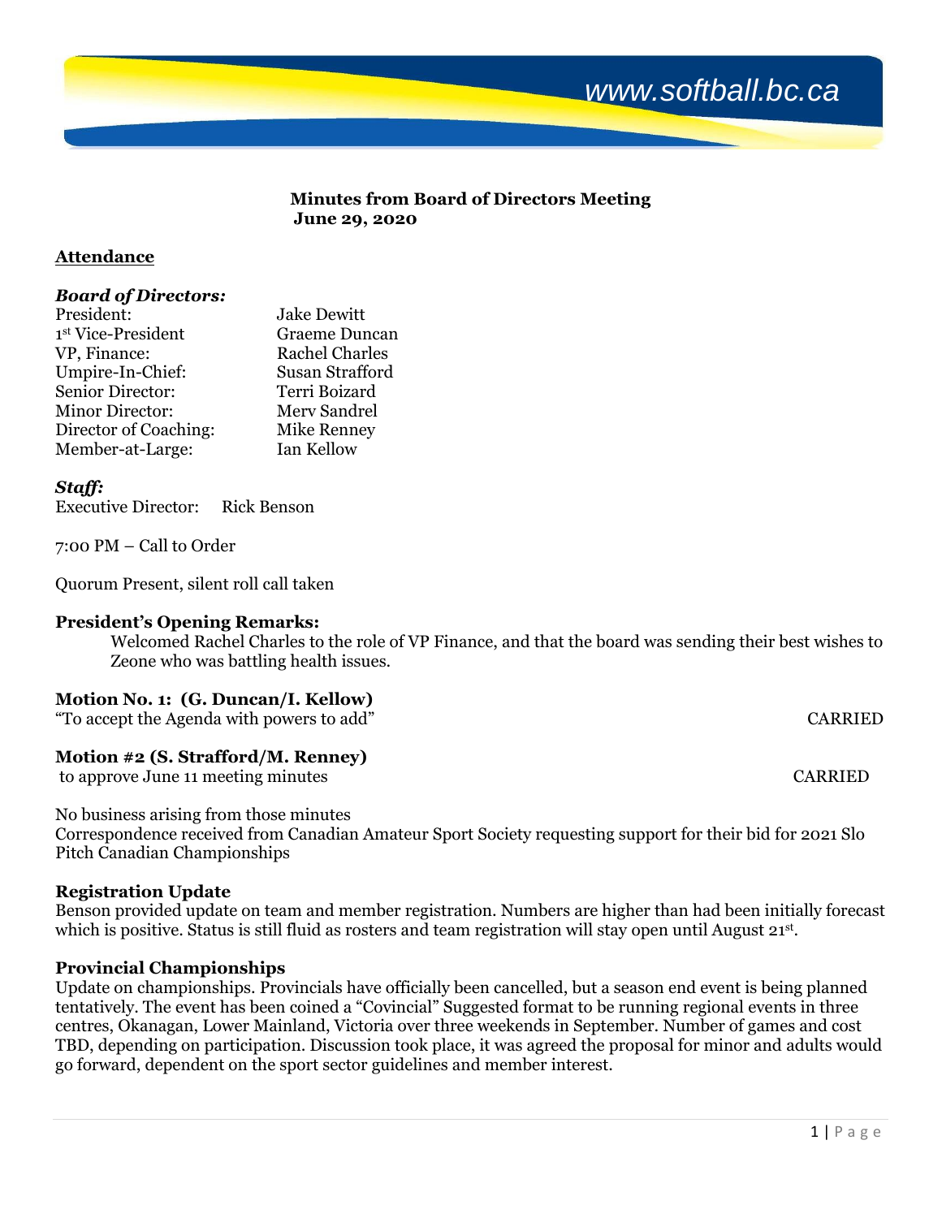www.softball.bc.ca

**Minutes from Board of Directors Meeting**
**June 29, 2020**

## Attendance

### *Board of Directors:*

| | |
|---|---|
| President: | Jake Dewitt |
| 1st Vice-President | Graeme Duncan |
| VP, Finance: | Rachel Charles |
| Umpire-In-Chief: | Susan Strafford |
| Senior Director: | Terri Boizard |
| Minor Director: | Merv Sandrel |
| Director of Coaching: | Mike Renney |
| Member-at-Large: | Ian Kellow |

### *Staff:*

Executive Director: Rick Benson

7:00 PM – Call to Order

Quorum Present, silent roll call taken

**President's Opening Remarks:**

Welcomed Rachel Charles to the role of VP Finance, and that the board was sending their best wishes to Zeone who was battling health issues.

**Motion No. 1: (G. Duncan/I. Kellow)**

"To accept the Agenda with powers to add" CARRIED

**Motion #2 (S. Strafford/M. Renney)**

to approve June 11 meeting minutes CARRIED

No business arising from those minutes

Correspondence received from Canadian Amateur Sport Society requesting support for their bid for 2021 Slo Pitch Canadian Championships

**Registration Update**

Benson provided update on team and member registration. Numbers are higher than had been initially forecast which is positive. Status is still fluid as rosters and team registration will stay open until August 21st.

**Provincial Championships**

Update on championships. Provincials have officially been cancelled, but a season end event is being planned tentatively. The event has been coined a "Covincial" Suggested format to be running regional events in three centres, Okanagan, Lower Mainland, Victoria over three weekends in September. Number of games and cost TBD, depending on participation. Discussion took place, it was agreed the proposal for minor and adults would go forward, dependent on the sport sector guidelines and member interest.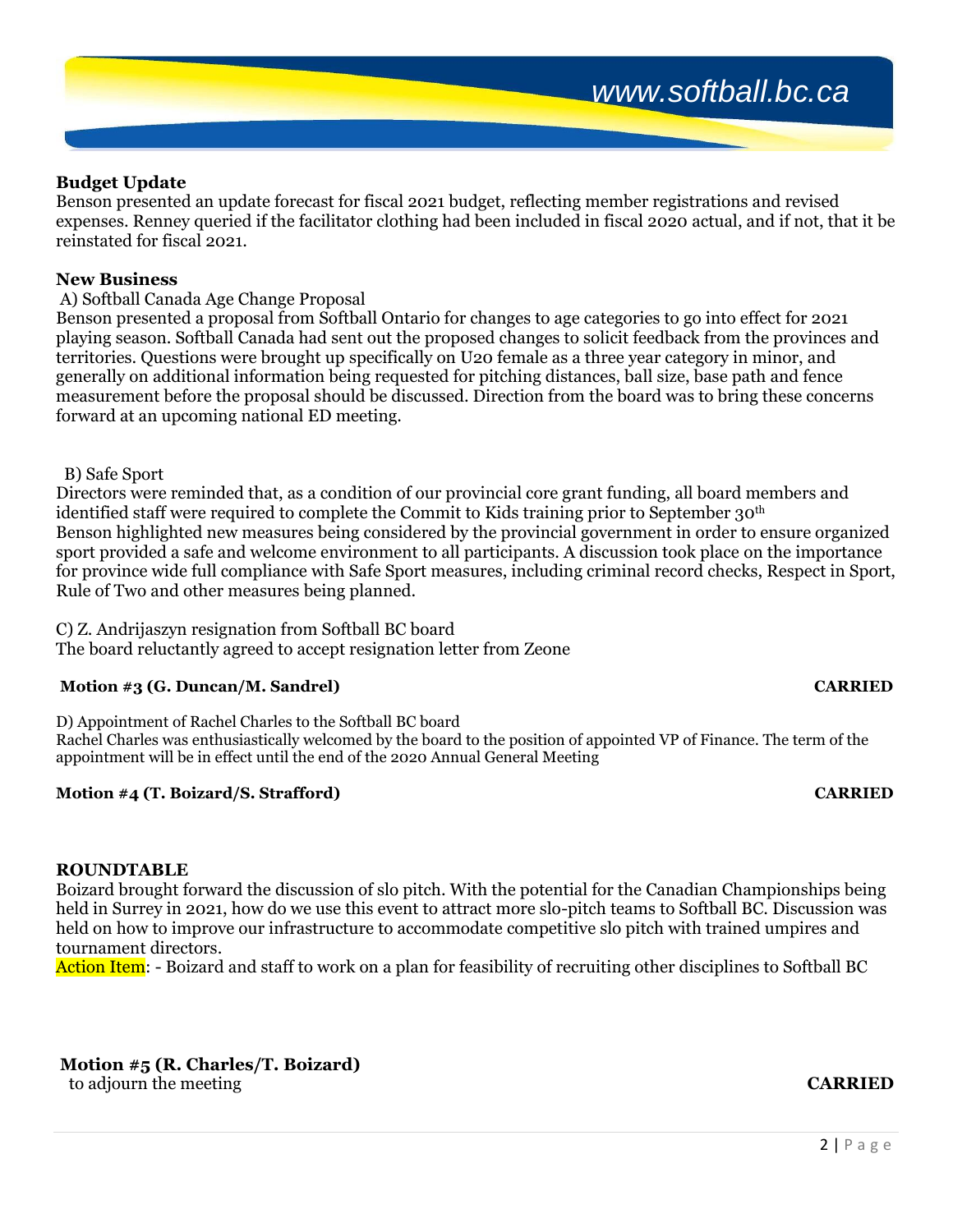**Budget Update**
Benson presented an update forecast for fiscal 2021 budget, reflecting member registrations and revised expenses. Renney queried if the facilitator clothing had been included in fiscal 2020 actual, and if not, that it be reinstated for fiscal 2021.

**New Business**

A) Softball Canada Age Change Proposal
Benson presented a proposal from Softball Ontario for changes to age categories to go into effect for 2021 playing season. Softball Canada had sent out the proposed changes to solicit feedback from the provinces and territories. Questions were brought up specifically on U20 female as a three year category in minor, and generally on additional information being requested for pitching distances, ball size, base path and fence measurement before the proposal should be discussed. Direction from the board was to bring these concerns forward at an upcoming national ED meeting.

B) Safe Sport
Directors were reminded that, as a condition of our provincial core grant funding, all board members and identified staff were required to complete the Commit to Kids training prior to September 30th
Benson highlighted new measures being considered by the provincial government in order to ensure organized sport provided a safe and welcome environment to all participants. A discussion took place on the importance for province wide full compliance with Safe Sport measures, including criminal record checks, Respect in Sport, Rule of Two and other measures being planned.

C) Z. Andrijaszyn resignation from Softball BC board
The board reluctantly agreed to accept resignation letter from Zeone

**Motion #3 (G. Duncan/M. Sandrel)** **CARRIED**

D) Appointment of Rachel Charles to the Softball BC board
Rachel Charles was enthusiastically welcomed by the board to the position of appointed VP of Finance. The term of the appointment will be in effect until the end of the 2020 Annual General Meeting

**Motion #4 (T. Boizard/S. Strafford)** **CARRIED**

**ROUNDTABLE**
Boizard brought forward the discussion of slo pitch. With the potential for the Canadian Championships being held in Surrey in 2021, how do we use this event to attract more slo-pitch teams to Softball BC. Discussion was held on how to improve our infrastructure to accommodate competitive slo pitch with trained umpires and tournament directors.
Action Item: - Boizard and staff to work on a plan for feasibility of recruiting other disciplines to Softball BC

**Motion #5 (R. Charles/T. Boizard)**
to adjourn the meeting **CARRIED**